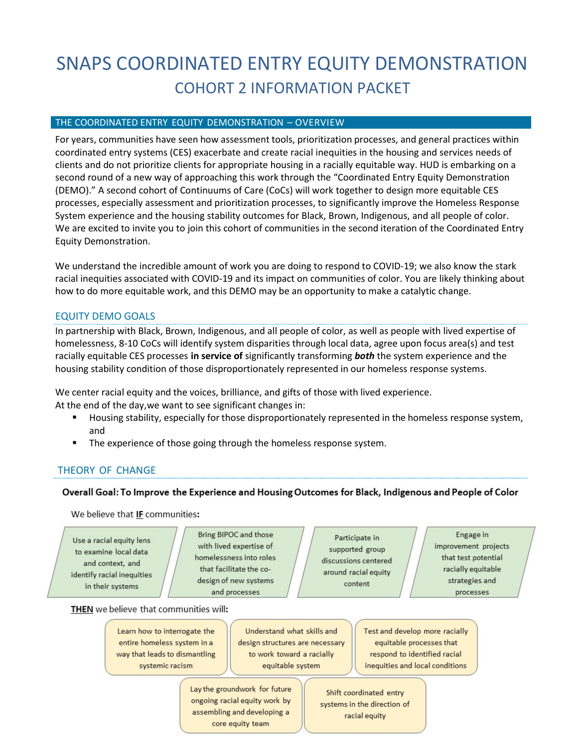# SNAPS COORDINATED ENTRY EQUITY DEMONSTRATION

## COHORT 2 INFORMATION PACKET

### THE COORDINATED ENTRY EQUITY DEMONSTRATION – OVERVIEW

For years, communities have seen how assessment tools, prioritization processes, and general practices within coordinated entry systems (CES) exacerbate and create racial inequities in the housing and services needs of clients and do not prioritize clients for appropriate housing in a racially equitable way. HUD is embarking on a second round of a new way of approaching this work through the "Coordinated Entry Equity Demonstration (DEMO)." A second cohort of Continuums of Care (CoCs) will work together to design more equitable CES processes, especially assessment and prioritization processes, to significantly improve the Homeless Response System experience and the housing stability outcomes for Black, Brown, Indigenous, and all people of color. We are excited to invite you to join this cohort of communities in the second iteration of the Coordinated Entry Equity Demonstration.

We understand the incredible amount of work you are doing to respond to COVID-19; we also know the stark racial inequities associated with COVID-19 and its impact on communities of color. You are likely thinking about how to do more equitable work, and this DEMO may be an opportunity to make a catalytic change.

### EQUITY DEMO GOALS

In partnership with Black, Brown, Indigenous, and all people of color, as well as people with lived expertise of homelessness, 8-10 CoCs will identify system disparities through local data, agree upon focus area(s) and test racially equitable CES processes **in service of** significantly transforming ***both*** the system experience and the housing stability condition of those disproportionately represented in our homeless response systems.

We center racial equity and the voices, brilliance, and gifts of those with lived experience.
At the end of the day,we want to see significant changes in:

- Housing stability, especially for those disproportionately represented in the homeless response system, and
- The experience of those going through the homeless response system.

### THEORY OF CHANGE

**Overall Goal: To Improve the Experience and Housing Outcomes for Black, Indigenous and People of Color**

We believe that **IF** communities**:**

- Use a racial equity lens to examine local data and context, and identify racial inequities in their systems
- Bring BIPOC and those with lived expertise of homelessness into roles that facilitate the co-design of new systems and processes
- Participate in supported group discussions centered around racial equity content
- Engage in improvement projects that test potential racially equitable strategies and processes

**THEN** we believe that communities will**:**

- Learn how to interrogate the entire homeless system in a way that leads to dismantling systemic racism
- Understand what skills and design structures are necessary to work toward a racially equitable system
- Test and develop more racially equitable processes that respond to identified racial inequities and local conditions
- Lay the groundwork for future ongoing racial equity work by assembling and developing a core equity team
- Shift coordinated entry systems in the direction of racial equity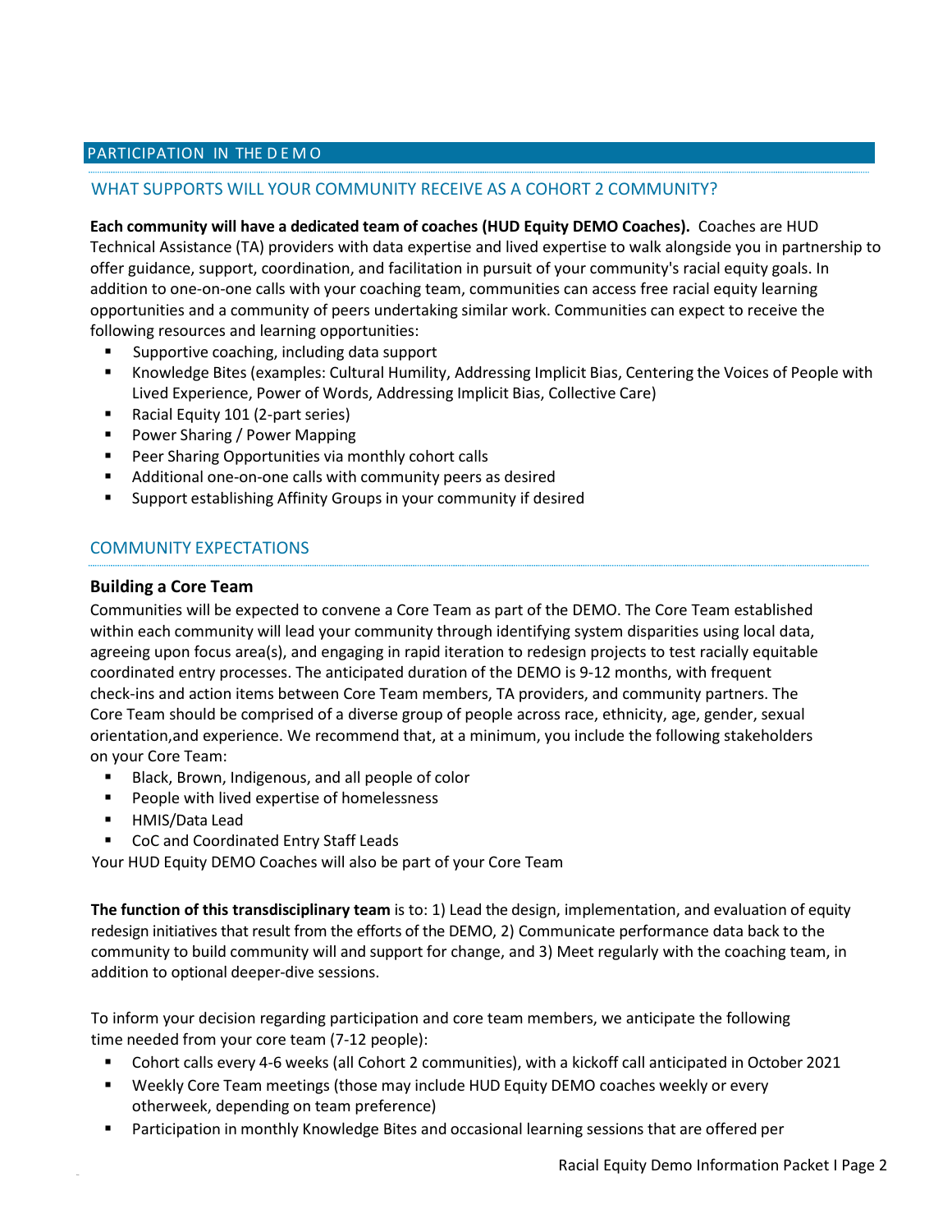## PARTICIPATION IN THE DEMO

### WHAT SUPPORTS WILL YOUR COMMUNITY RECEIVE AS A COHORT 2 COMMUNITY?

**Each community will have a dedicated team of coaches (HUD Equity DEMO Coaches).** Coaches are HUD Technical Assistance (TA) providers with data expertise and lived expertise to walk alongside you in partnership to offer guidance, support, coordination, and facilitation in pursuit of your community's racial equity goals. In addition to one-on-one calls with your coaching team, communities can access free racial equity learning opportunities and a community of peers undertaking similar work. Communities can expect to receive the following resources and learning opportunities:

- Supportive coaching, including data support
- Knowledge Bites (examples: Cultural Humility, Addressing Implicit Bias, Centering the Voices of People with Lived Experience, Power of Words, Addressing Implicit Bias, Collective Care)
- Racial Equity 101 (2-part series)
- Power Sharing / Power Mapping
- Peer Sharing Opportunities via monthly cohort calls
- Additional one-on-one calls with community peers as desired
- Support establishing Affinity Groups in your community if desired

### COMMUNITY EXPECTATIONS

#### Building a Core Team

Communities will be expected to convene a Core Team as part of the DEMO. The Core Team established within each community will lead your community through identifying system disparities using local data, agreeing upon focus area(s), and engaging in rapid iteration to redesign projects to test racially equitable coordinated entry processes. The anticipated duration of the DEMO is 9-12 months, with frequent check-ins and action items between Core Team members, TA providers, and community partners. The Core Team should be comprised of a diverse group of people across race, ethnicity, age, gender, sexual orientation,and experience. We recommend that, at a minimum, you include the following stakeholders on your Core Team:

- Black, Brown, Indigenous, and all people of color
- People with lived expertise of homelessness
- HMIS/Data Lead
- CoC and Coordinated Entry Staff Leads

Your HUD Equity DEMO Coaches will also be part of your Core Team

**The function of this transdisciplinary team** is to: 1) Lead the design, implementation, and evaluation of equity redesign initiatives that result from the efforts of the DEMO, 2) Communicate performance data back to the community to build community will and support for change, and 3) Meet regularly with the coaching team, in addition to optional deeper-dive sessions.

To inform your decision regarding participation and core team members, we anticipate the following time needed from your core team (7-12 people):

- Cohort calls every 4-6 weeks (all Cohort 2 communities), with a kickoff call anticipated in October 2021
- Weekly Core Team meetings (those may include HUD Equity DEMO coaches weekly or every otherweek, depending on team preference)
- Participation in monthly Knowledge Bites and occasional learning sessions that are offered per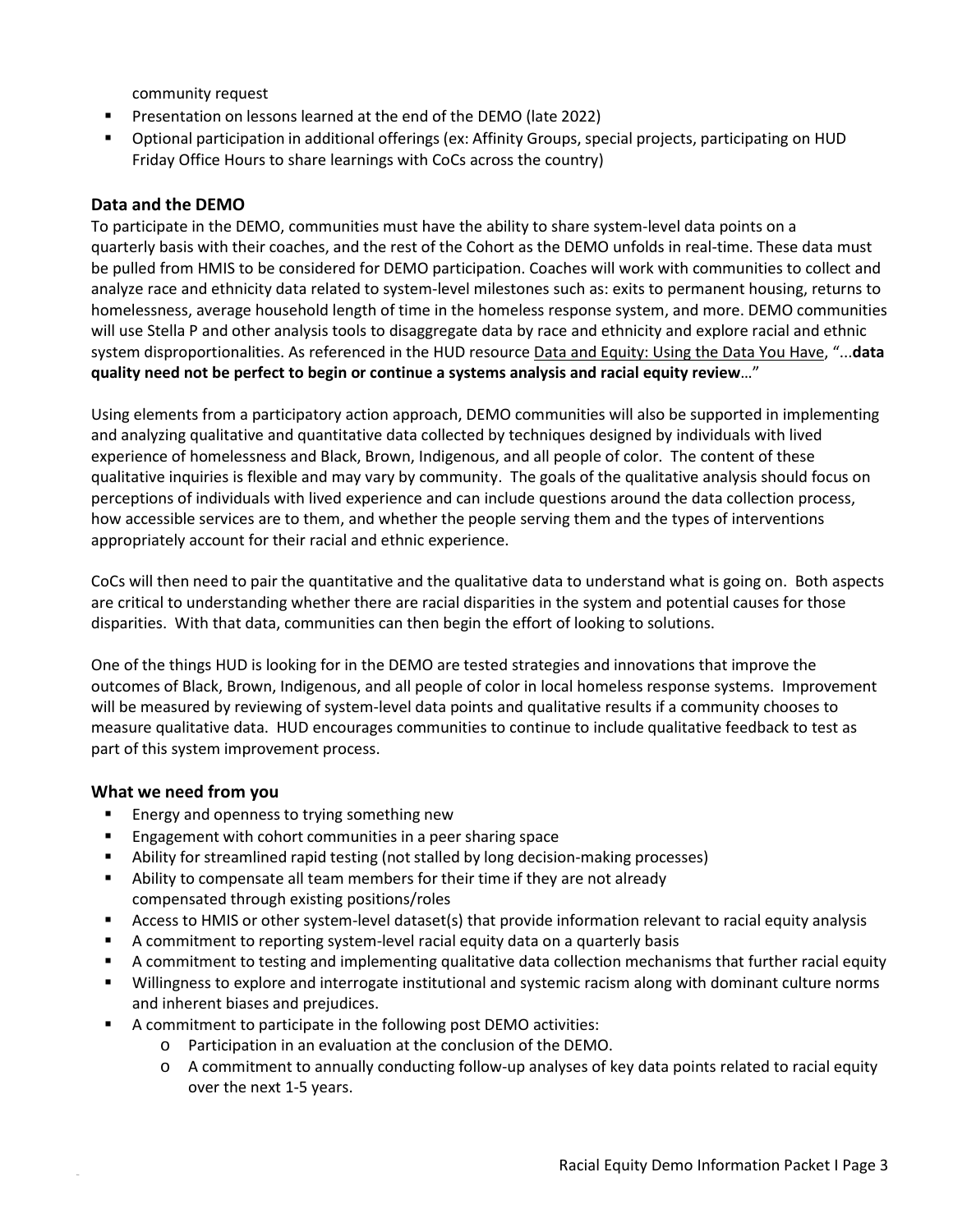community request

- Presentation on lessons learned at the end of the DEMO (late 2022)
- Optional participation in additional offerings (ex: Affinity Groups, special projects, participating on HUD Friday Office Hours to share learnings with CoCs across the country)

### Data and the DEMO

To participate in the DEMO, communities must have the ability to share system-level data points on a quarterly basis with their coaches, and the rest of the Cohort as the DEMO unfolds in real-time. These data must be pulled from HMIS to be considered for DEMO participation. Coaches will work with communities to collect and analyze race and ethnicity data related to system-level milestones such as: exits to permanent housing, returns to homelessness, average household length of time in the homeless response system, and more. DEMO communities will use Stella P and other analysis tools to disaggregate data by race and ethnicity and explore racial and ethnic system disproportionalities. As referenced in the HUD resource Data and Equity: Using the Data You Have, "...**data quality need not be perfect to begin or continue a systems analysis and racial equity review**…"

Using elements from a participatory action approach, DEMO communities will also be supported in implementing and analyzing qualitative and quantitative data collected by techniques designed by individuals with lived experience of homelessness and Black, Brown, Indigenous, and all people of color. The content of these qualitative inquiries is flexible and may vary by community. The goals of the qualitative analysis should focus on perceptions of individuals with lived experience and can include questions around the data collection process, how accessible services are to them, and whether the people serving them and the types of interventions appropriately account for their racial and ethnic experience.

CoCs will then need to pair the quantitative and the qualitative data to understand what is going on. Both aspects are critical to understanding whether there are racial disparities in the system and potential causes for those disparities. With that data, communities can then begin the effort of looking to solutions.

One of the things HUD is looking for in the DEMO are tested strategies and innovations that improve the outcomes of Black, Brown, Indigenous, and all people of color in local homeless response systems. Improvement will be measured by reviewing of system-level data points and qualitative results if a community chooses to measure qualitative data. HUD encourages communities to continue to include qualitative feedback to test as part of this system improvement process.

### What we need from you

- Energy and openness to trying something new
- Engagement with cohort communities in a peer sharing space
- Ability for streamlined rapid testing (not stalled by long decision-making processes)
- Ability to compensate all team members for their time if they are not already compensated through existing positions/roles
- Access to HMIS or other system-level dataset(s) that provide information relevant to racial equity analysis
- A commitment to reporting system-level racial equity data on a quarterly basis
- A commitment to testing and implementing qualitative data collection mechanisms that further racial equity
- Willingness to explore and interrogate institutional and systemic racism along with dominant culture norms and inherent biases and prejudices.
- A commitment to participate in the following post DEMO activities:
  - Participation in an evaluation at the conclusion of the DEMO.
  - A commitment to annually conducting follow-up analyses of key data points related to racial equity over the next 1-5 years.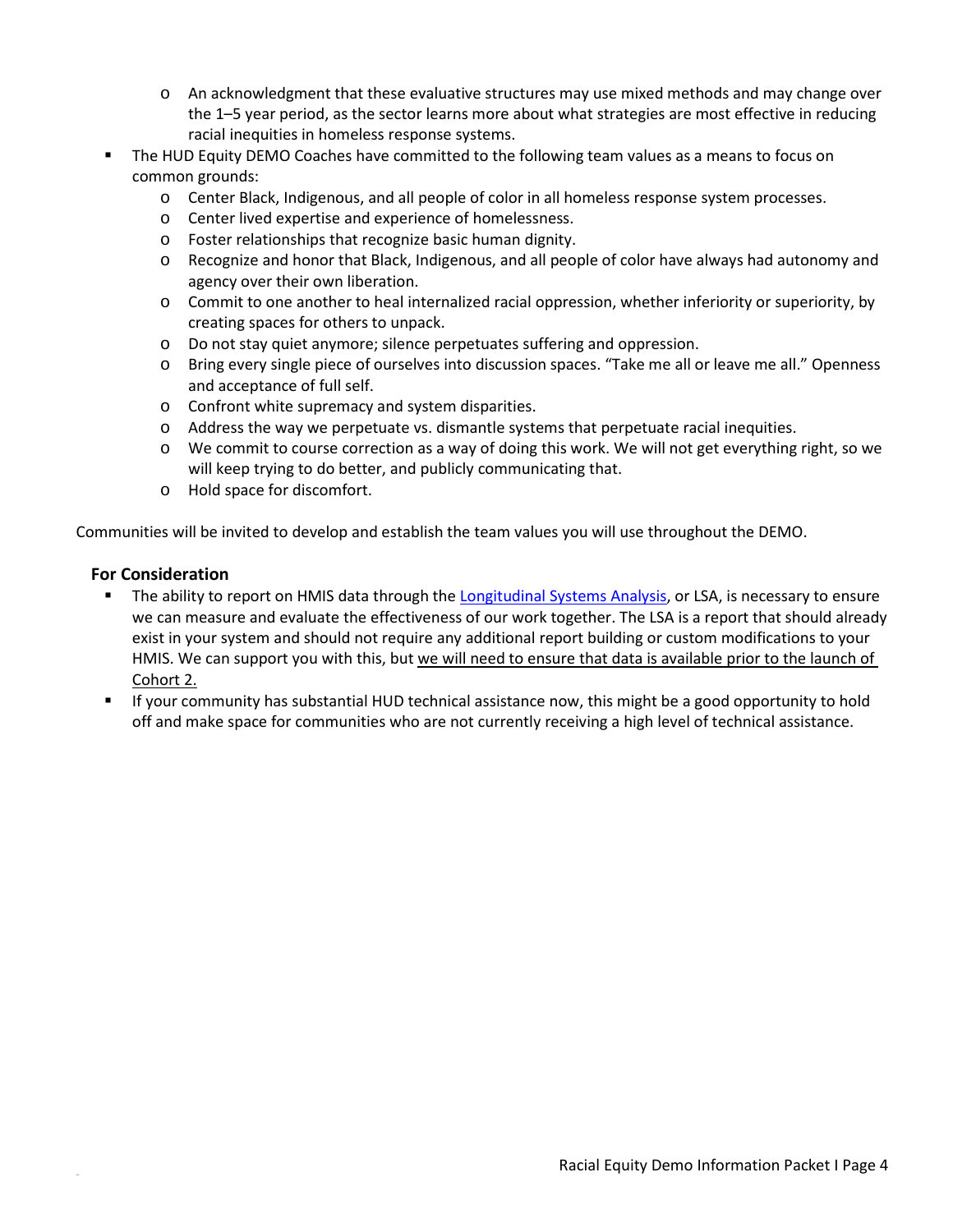- An acknowledgment that these evaluative structures may use mixed methods and may change over the 1–5 year period, as the sector learns more about what strategies are most effective in reducing racial inequities in homeless response systems.
- The HUD Equity DEMO Coaches have committed to the following team values as a means to focus on common grounds:
  - Center Black, Indigenous, and all people of color in all homeless response system processes.
  - Center lived expertise and experience of homelessness.
  - Foster relationships that recognize basic human dignity.
  - Recognize and honor that Black, Indigenous, and all people of color have always had autonomy and agency over their own liberation.
  - Commit to one another to heal internalized racial oppression, whether inferiority or superiority, by creating spaces for others to unpack.
  - Do not stay quiet anymore; silence perpetuates suffering and oppression.
  - Bring every single piece of ourselves into discussion spaces. "Take me all or leave me all." Openness and acceptance of full self.
  - Confront white supremacy and system disparities.
  - Address the way we perpetuate vs. dismantle systems that perpetuate racial inequities.
  - We commit to course correction as a way of doing this work. We will not get everything right, so we will keep trying to do better, and publicly communicating that.
  - Hold space for discomfort.

Communities will be invited to develop and establish the team values you will use throughout the DEMO.

### For Consideration

- The ability to report on HMIS data through the Longitudinal Systems Analysis, or LSA, is necessary to ensure we can measure and evaluate the effectiveness of our work together. The LSA is a report that should already exist in your system and should not require any additional report building or custom modifications to your HMIS. We can support you with this, but <u>we will need to ensure that data is available prior to the launch of Cohort 2.</u>
- If your community has substantial HUD technical assistance now, this might be a good opportunity to hold off and make space for communities who are not currently receiving a high level of technical assistance.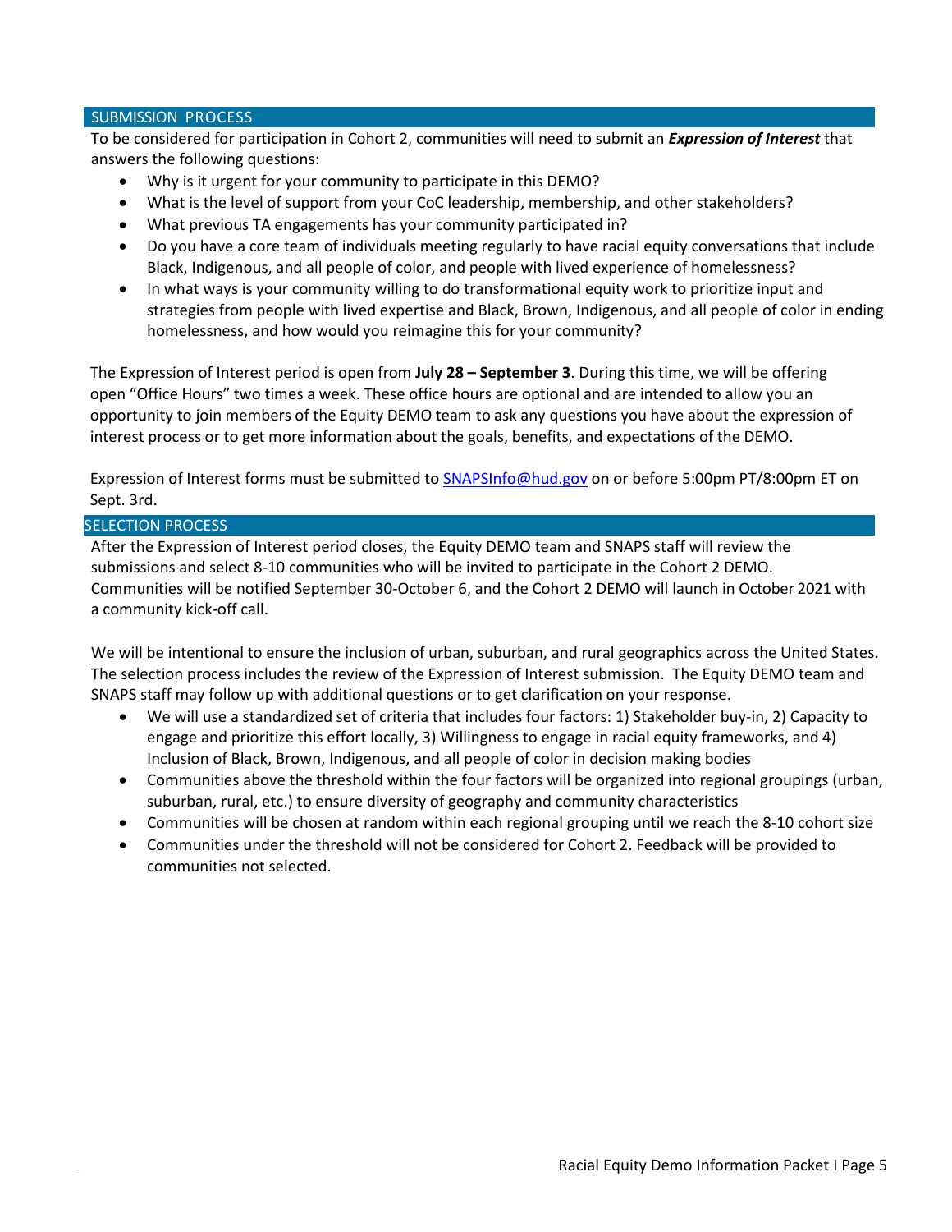## SUBMISSION PROCESS

To be considered for participation in Cohort 2, communities will need to submit an ***Expression of Interest*** that answers the following questions:

- Why is it urgent for your community to participate in this DEMO?
- What is the level of support from your CoC leadership, membership, and other stakeholders?
- What previous TA engagements has your community participated in?
- Do you have a core team of individuals meeting regularly to have racial equity conversations that include Black, Indigenous, and all people of color, and people with lived experience of homelessness?
- In what ways is your community willing to do transformational equity work to prioritize input and strategies from people with lived expertise and Black, Brown, Indigenous, and all people of color in ending homelessness, and how would you reimagine this for your community?

The Expression of Interest period is open from **July 28 – September 3**. During this time, we will be offering open "Office Hours" two times a week. These office hours are optional and are intended to allow you an opportunity to join members of the Equity DEMO team to ask any questions you have about the expression of interest process or to get more information about the goals, benefits, and expectations of the DEMO.

Expression of Interest forms must be submitted to [SNAPSInfo@hud.gov](mailto:SNAPSInfo@hud.gov) on or before 5:00pm PT/8:00pm ET on Sept. 3rd.

## SELECTION PROCESS

After the Expression of Interest period closes, the Equity DEMO team and SNAPS staff will review the submissions and select 8-10 communities who will be invited to participate in the Cohort 2 DEMO. Communities will be notified September 30-October 6, and the Cohort 2 DEMO will launch in October 2021 with a community kick-off call.

We will be intentional to ensure the inclusion of urban, suburban, and rural geographics across the United States. The selection process includes the review of the Expression of Interest submission. The Equity DEMO team and SNAPS staff may follow up with additional questions or to get clarification on your response.

- We will use a standardized set of criteria that includes four factors: 1) Stakeholder buy-in, 2) Capacity to engage and prioritize this effort locally, 3) Willingness to engage in racial equity frameworks, and 4) Inclusion of Black, Brown, Indigenous, and all people of color in decision making bodies
- Communities above the threshold within the four factors will be organized into regional groupings (urban, suburban, rural, etc.) to ensure diversity of geography and community characteristics
- Communities will be chosen at random within each regional grouping until we reach the 8-10 cohort size
- Communities under the threshold will not be considered for Cohort 2. Feedback will be provided to communities not selected.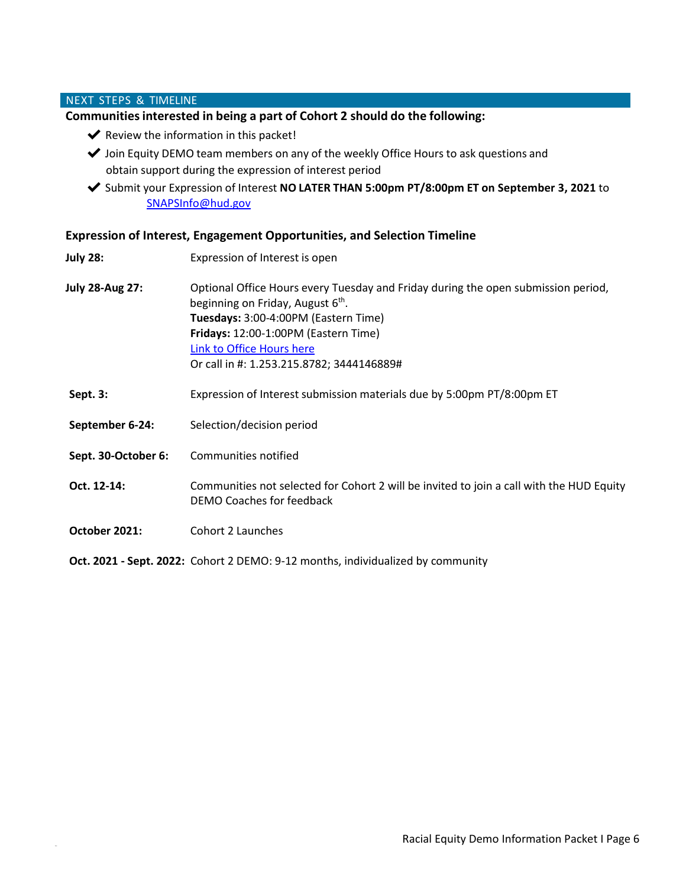## NEXT STEPS & TIMELINE

**Communities interested in being a part of Cohort 2 should do the following:**

- ✔ Review the information in this packet!
- ✔ Join Equity DEMO team members on any of the weekly Office Hours to ask questions and obtain support during the expression of interest period
- ✔ Submit your Expression of Interest **NO LATER THAN 5:00pm PT/8:00pm ET on September 3, 2021** to [SNAPSInfo@hud.gov](mailto:SNAPSInfo@hud.gov)

### Expression of Interest, Engagement Opportunities, and Selection Timeline

| | |
|---|---|
| **July 28:** | Expression of Interest is open |
| **July 28-Aug 27:** | Optional Office Hours every Tuesday and Friday during the open submission period, beginning on Friday, August 6th.<br>**Tuesdays:** 3:00-4:00PM (Eastern Time)<br>**Fridays:** 12:00-1:00PM (Eastern Time)<br>Link to Office Hours here<br>Or call in #: 1.253.215.8782; 3444146889# |
| **Sept. 3:** | Expression of Interest submission materials due by 5:00pm PT/8:00pm ET |
| **September 6-24:** | Selection/decision period |
| **Sept. 30-October 6:** | Communities notified |
| **Oct. 12-14:** | Communities not selected for Cohort 2 will be invited to join a call with the HUD Equity DEMO Coaches for feedback |
| **October 2021:** | Cohort 2 Launches |
| **Oct. 2021 - Sept. 2022:** | Cohort 2 DEMO: 9-12 months, individualized by community |